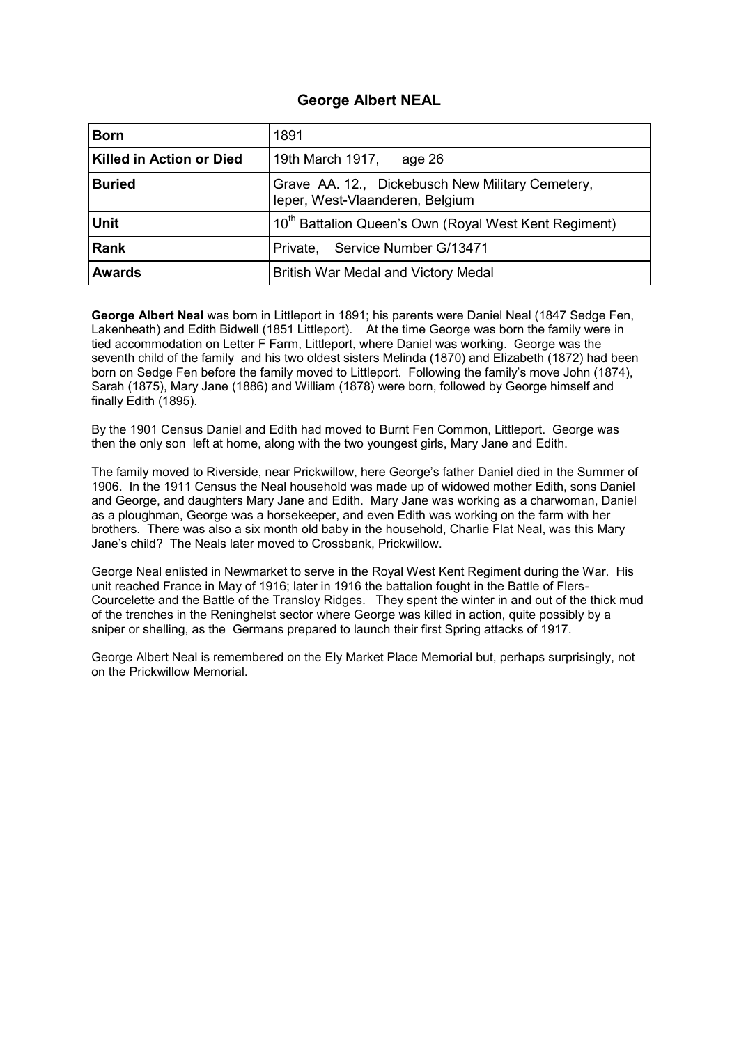# George Albert NEAL

| | |
|---|---|
| **Born** | 1891 |
| **Killed in Action or Died** | 19th March 1917, age 26 |
| **Buried** | Grave AA. 12., Dickebusch New Military Cemetery, Ieper, West-Vlaanderen, Belgium |
| **Unit** | 10th Battalion Queen's Own (Royal West Kent Regiment) |
| **Rank** | Private, Service Number G/13471 |
| **Awards** | British War Medal and Victory Medal |

**George Albert Neal** was born in Littleport in 1891; his parents were Daniel Neal (1847 Sedge Fen, Lakenheath) and Edith Bidwell (1851 Littleport). At the time George was born the family were in tied accommodation on Letter F Farm, Littleport, where Daniel was working. George was the seventh child of the family and his two oldest sisters Melinda (1870) and Elizabeth (1872) had been born on Sedge Fen before the family moved to Littleport. Following the family's move John (1874), Sarah (1875), Mary Jane (1886) and William (1878) were born, followed by George himself and finally Edith (1895).

By the 1901 Census Daniel and Edith had moved to Burnt Fen Common, Littleport. George was then the only son left at home, along with the two youngest girls, Mary Jane and Edith.

The family moved to Riverside, near Prickwillow, here George's father Daniel died in the Summer of 1906. In the 1911 Census the Neal household was made up of widowed mother Edith, sons Daniel and George, and daughters Mary Jane and Edith. Mary Jane was working as a charwoman, Daniel as a ploughman, George was a horsekeeper, and even Edith was working on the farm with her brothers. There was also a six month old baby in the household, Charlie Flat Neal, was this Mary Jane's child? The Neals later moved to Crossbank, Prickwillow.

George Neal enlisted in Newmarket to serve in the Royal West Kent Regiment during the War. His unit reached France in May of 1916; later in 1916 the battalion fought in the Battle of Flers-Courcelette and the Battle of the Transloy Ridges. They spent the winter in and out of the thick mud of the trenches in the Reninghelst sector where George was killed in action, quite possibly by a sniper or shelling, as the Germans prepared to launch their first Spring attacks of 1917.

George Albert Neal is remembered on the Ely Market Place Memorial but, perhaps surprisingly, not on the Prickwillow Memorial.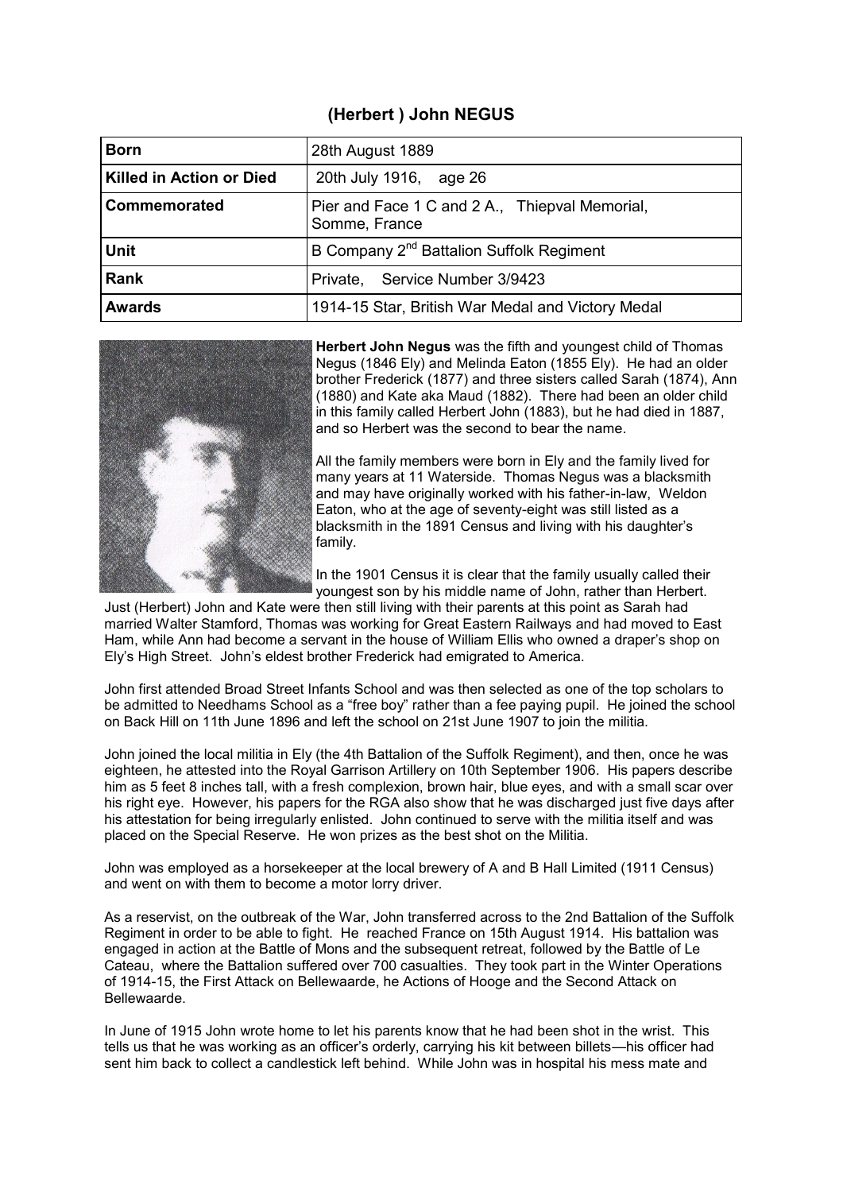# (Herbert ) John NEGUS

| | |
|---|---|
| **Born** | 28th August 1889 |
| **Killed in Action or Died** | 20th July 1916, age 26 |
| **Commemorated** | Pier and Face 1 C and 2 A., Thiepval Memorial, Somme, France |
| **Unit** | B Company 2nd Battalion Suffolk Regiment |
| **Rank** | Private, Service Number 3/9423 |
| **Awards** | 1914-15 Star, British War Medal and Victory Medal |

**Herbert John Negus** was the fifth and youngest child of Thomas Negus (1846 Ely) and Melinda Eaton (1855 Ely). He had an older brother Frederick (1877) and three sisters called Sarah (1874), Ann (1880) and Kate aka Maud (1882). There had been an older child in this family called Herbert John (1883), but he had died in 1887, and so Herbert was the second to bear the name.

All the family members were born in Ely and the family lived for many years at 11 Waterside. Thomas Negus was a blacksmith and may have originally worked with his father-in-law, Weldon Eaton, who at the age of seventy-eight was still listed as a blacksmith in the 1891 Census and living with his daughter's family.

In the 1901 Census it is clear that the family usually called their youngest son by his middle name of John, rather than Herbert. Just (Herbert) John and Kate were then still living with their parents at this point as Sarah had married Walter Stamford, Thomas was working for Great Eastern Railways and had moved to East Ham, while Ann had become a servant in the house of William Ellis who owned a draper's shop on Ely's High Street. John's eldest brother Frederick had emigrated to America.

John first attended Broad Street Infants School and was then selected as one of the top scholars to be admitted to Needhams School as a "free boy" rather than a fee paying pupil. He joined the school on Back Hill on 11th June 1896 and left the school on 21st June 1907 to join the militia.

John joined the local militia in Ely (the 4th Battalion of the Suffolk Regiment), and then, once he was eighteen, he attested into the Royal Garrison Artillery on 10th September 1906. His papers describe him as 5 feet 8 inches tall, with a fresh complexion, brown hair, blue eyes, and with a small scar over his right eye. However, his papers for the RGA also show that he was discharged just five days after his attestation for being irregularly enlisted. John continued to serve with the militia itself and was placed on the Special Reserve. He won prizes as the best shot on the Militia.

John was employed as a horsekeeper at the local brewery of A and B Hall Limited (1911 Census) and went on with them to become a motor lorry driver.

As a reservist, on the outbreak of the War, John transferred across to the 2nd Battalion of the Suffolk Regiment in order to be able to fight. He reached France on 15th August 1914. His battalion was engaged in action at the Battle of Mons and the subsequent retreat, followed by the Battle of Le Cateau, where the Battalion suffered over 700 casualties. They took part in the Winter Operations of 1914-15, the First Attack on Bellewaarde, he Actions of Hooge and the Second Attack on Bellewaarde.

In June of 1915 John wrote home to let his parents know that he had been shot in the wrist. This tells us that he was working as an officer's orderly, carrying his kit between billets—his officer had sent him back to collect a candlestick left behind. While John was in hospital his mess mate and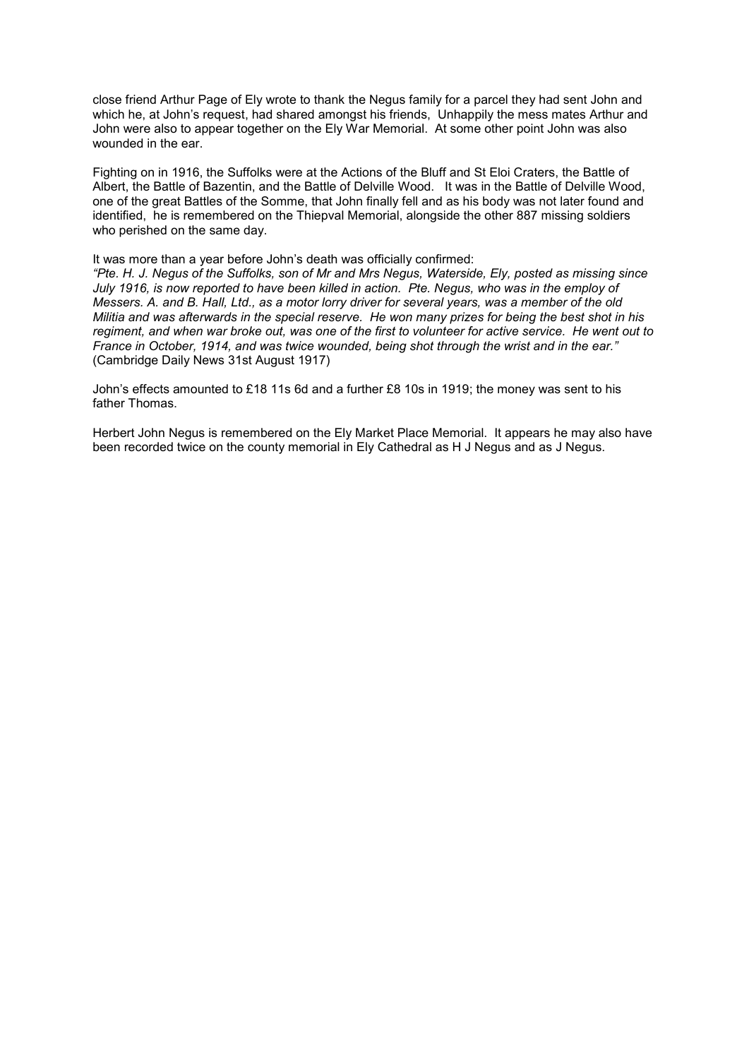close friend Arthur Page of Ely wrote to thank the Negus family for a parcel they had sent John and which he, at John's request, had shared amongst his friends, Unhappily the mess mates Arthur and John were also to appear together on the Ely War Memorial. At some other point John was also wounded in the ear.

Fighting on in 1916, the Suffolks were at the Actions of the Bluff and St Eloi Craters, the Battle of Albert, the Battle of Bazentin, and the Battle of Delville Wood. It was in the Battle of Delville Wood, one of the great Battles of the Somme, that John finally fell and as his body was not later found and identified, he is remembered on the Thiepval Memorial, alongside the other 887 missing soldiers who perished on the same day.

It was more than a year before John's death was officially confirmed:
*"Pte. H. J. Negus of the Suffolks, son of Mr and Mrs Negus, Waterside, Ely, posted as missing since July 1916, is now reported to have been killed in action. Pte. Negus, who was in the employ of Messers. A. and B. Hall, Ltd., as a motor lorry driver for several years, was a member of the old Militia and was afterwards in the special reserve. He won many prizes for being the best shot in his regiment, and when war broke out, was one of the first to volunteer for active service. He went out to France in October, 1914, and was twice wounded, being shot through the wrist and in the ear."*
(Cambridge Daily News 31st August 1917)

John's effects amounted to £18 11s 6d and a further £8 10s in 1919; the money was sent to his father Thomas.

Herbert John Negus is remembered on the Ely Market Place Memorial. It appears he may also have been recorded twice on the county memorial in Ely Cathedral as H J Negus and as J Negus.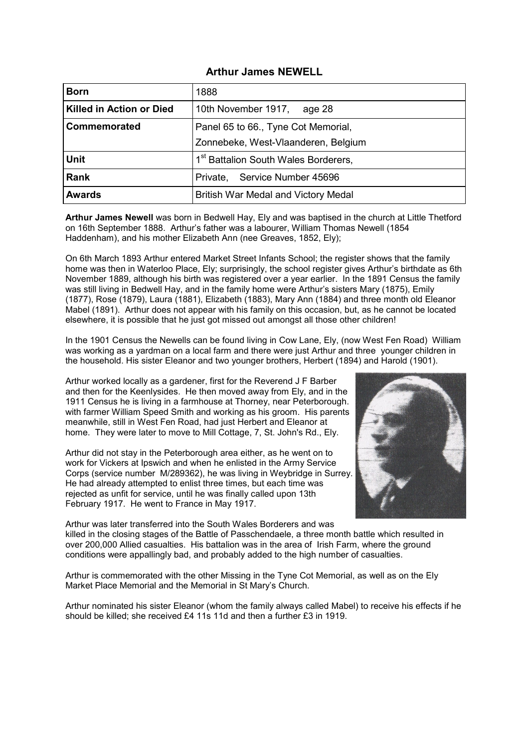## Arthur James NEWELL

| | |
|---|---|
| **Born** | 1888 |
| **Killed in Action or Died** | 10th November 1917, age 28 |
| **Commemorated** | Panel 65 to 66., Tyne Cot Memorial, Zonnebeke, West-Vlaanderen, Belgium |
| **Unit** | 1st Battalion South Wales Borderers, |
| **Rank** | Private, Service Number 45696 |
| **Awards** | British War Medal and Victory Medal |

**Arthur James Newell** was born in Bedwell Hay, Ely and was baptised in the church at Little Thetford on 16th September 1888. Arthur's father was a labourer, William Thomas Newell (1854 Haddenham), and his mother Elizabeth Ann (nee Greaves, 1852, Ely);

On 6th March 1893 Arthur entered Market Street Infants School; the register shows that the family home was then in Waterloo Place, Ely; surprisingly, the school register gives Arthur's birthdate as 6th November 1889, although his birth was registered over a year earlier. In the 1891 Census the family was still living in Bedwell Hay, and in the family home were Arthur's sisters Mary (1875), Emily (1877), Rose (1879), Laura (1881), Elizabeth (1883), Mary Ann (1884) and three month old Eleanor Mabel (1891). Arthur does not appear with his family on this occasion, but, as he cannot be located elsewhere, it is possible that he just got missed out amongst all those other children!

In the 1901 Census the Newells can be found living in Cow Lane, Ely, (now West Fen Road) William was working as a yardman on a local farm and there were just Arthur and three younger children in the household. His sister Eleanor and two younger brothers, Herbert (1894) and Harold (1901).

Arthur worked locally as a gardener, first for the Reverend J F Barber and then for the Keenlysides. He then moved away from Ely, and in the 1911 Census he is living in a farmhouse at Thorney, near Peterborough. with farmer William Speed Smith and working as his groom. His parents meanwhile, still in West Fen Road, had just Herbert and Eleanor at home. They were later to move to Mill Cottage, 7, St. John's Rd., Ely.

Arthur did not stay in the Peterborough area either, as he went on to work for Vickers at Ipswich and when he enlisted in the Army Service Corps (service number M/289362), he was living in Weybridge in Surrey. He had already attempted to enlist three times, but each time was rejected as unfit for service, until he was finally called upon 13th February 1917. He went to France in May 1917.

Arthur was later transferred into the South Wales Borderers and was killed in the closing stages of the Battle of Passchendaele, a three month battle which resulted in over 200,000 Allied casualties. His battalion was in the area of Irish Farm, where the ground conditions were appallingly bad, and probably added to the high number of casualties.

Arthur is commemorated with the other Missing in the Tyne Cot Memorial, as well as on the Ely Market Place Memorial and the Memorial in St Mary's Church.

Arthur nominated his sister Eleanor (whom the family always called Mabel) to receive his effects if he should be killed; she received £4 11s 11d and then a further £3 in 1919.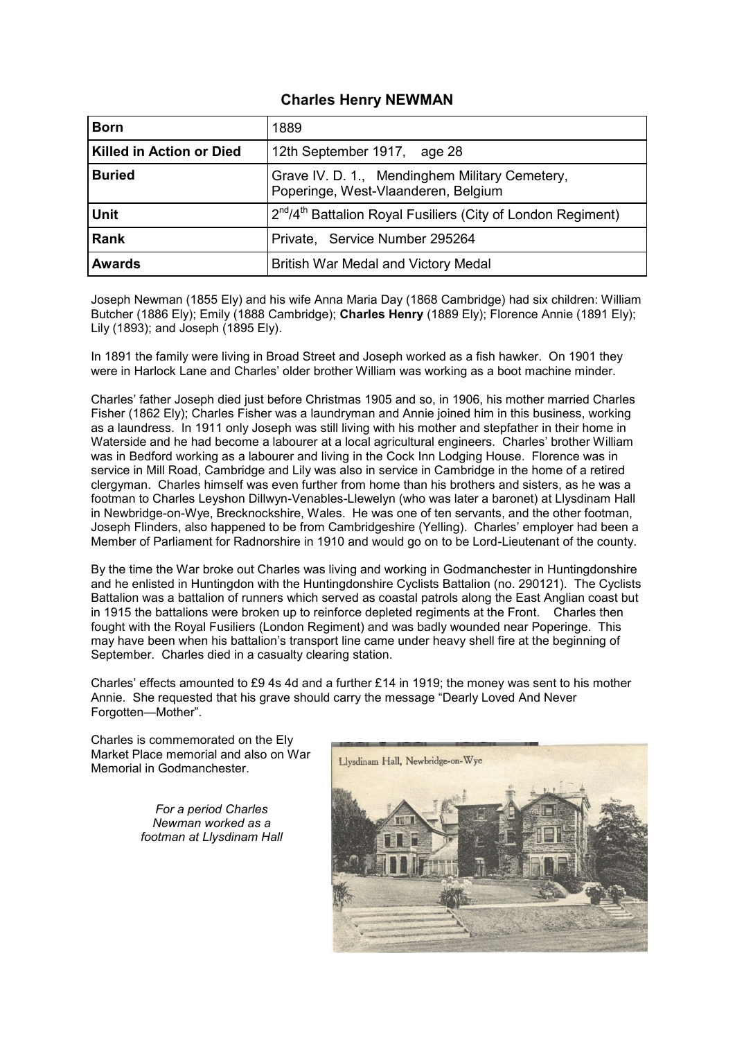# Charles Henry NEWMAN

| | |
|---|---|
| **Born** | 1889 |
| **Killed in Action or Died** | 12th September 1917, age 28 |
| **Buried** | Grave IV. D. 1., Mendinghem Military Cemetery, Poperinge, West-Vlaanderen, Belgium |
| **Unit** | 2nd/4th Battalion Royal Fusiliers (City of London Regiment) |
| **Rank** | Private, Service Number 295264 |
| **Awards** | British War Medal and Victory Medal |

Joseph Newman (1855 Ely) and his wife Anna Maria Day (1868 Cambridge) had six children: William Butcher (1886 Ely); Emily (1888 Cambridge); **Charles Henry** (1889 Ely); Florence Annie (1891 Ely); Lily (1893); and Joseph (1895 Ely).

In 1891 the family were living in Broad Street and Joseph worked as a fish hawker. On 1901 they were in Harlock Lane and Charles' older brother William was working as a boot machine minder.

Charles' father Joseph died just before Christmas 1905 and so, in 1906, his mother married Charles Fisher (1862 Ely); Charles Fisher was a laundryman and Annie joined him in this business, working as a laundress. In 1911 only Joseph was still living with his mother and stepfather in their home in Waterside and he had become a labourer at a local agricultural engineers. Charles' brother William was in Bedford working as a labourer and living in the Cock Inn Lodging House. Florence was in service in Mill Road, Cambridge and Lily was also in service in Cambridge in the home of a retired clergyman. Charles himself was even further from home than his brothers and sisters, as he was a footman to Charles Leyshon Dillwyn-Venables-Llewelyn (who was later a baronet) at Llysdinam Hall in Newbridge-on-Wye, Brecknockshire, Wales. He was one of ten servants, and the other footman, Joseph Flinders, also happened to be from Cambridgeshire (Yelling). Charles' employer had been a Member of Parliament for Radnorshire in 1910 and would go on to be Lord-Lieutenant of the county.

By the time the War broke out Charles was living and working in Godmanchester in Huntingdonshire and he enlisted in Huntingdon with the Huntingdonshire Cyclists Battalion (no. 290121). The Cyclists Battalion was a battalion of runners which served as coastal patrols along the East Anglian coast but in 1915 the battalions were broken up to reinforce depleted regiments at the Front. Charles then fought with the Royal Fusiliers (London Regiment) and was badly wounded near Poperinge. This may have been when his battalion's transport line came under heavy shell fire at the beginning of September. Charles died in a casualty clearing station.

Charles' effects amounted to £9 4s 4d and a further £14 in 1919; the money was sent to his mother Annie. She requested that his grave should carry the message "Dearly Loved And Never Forgotten—Mother".

Charles is commemorated on the Ely Market Place memorial and also on War Memorial in Godmanchester.

*For a period Charles Newman worked as a footman at Llysdinam Hall*

Llysdinam Hall, Newbridge-on-Wye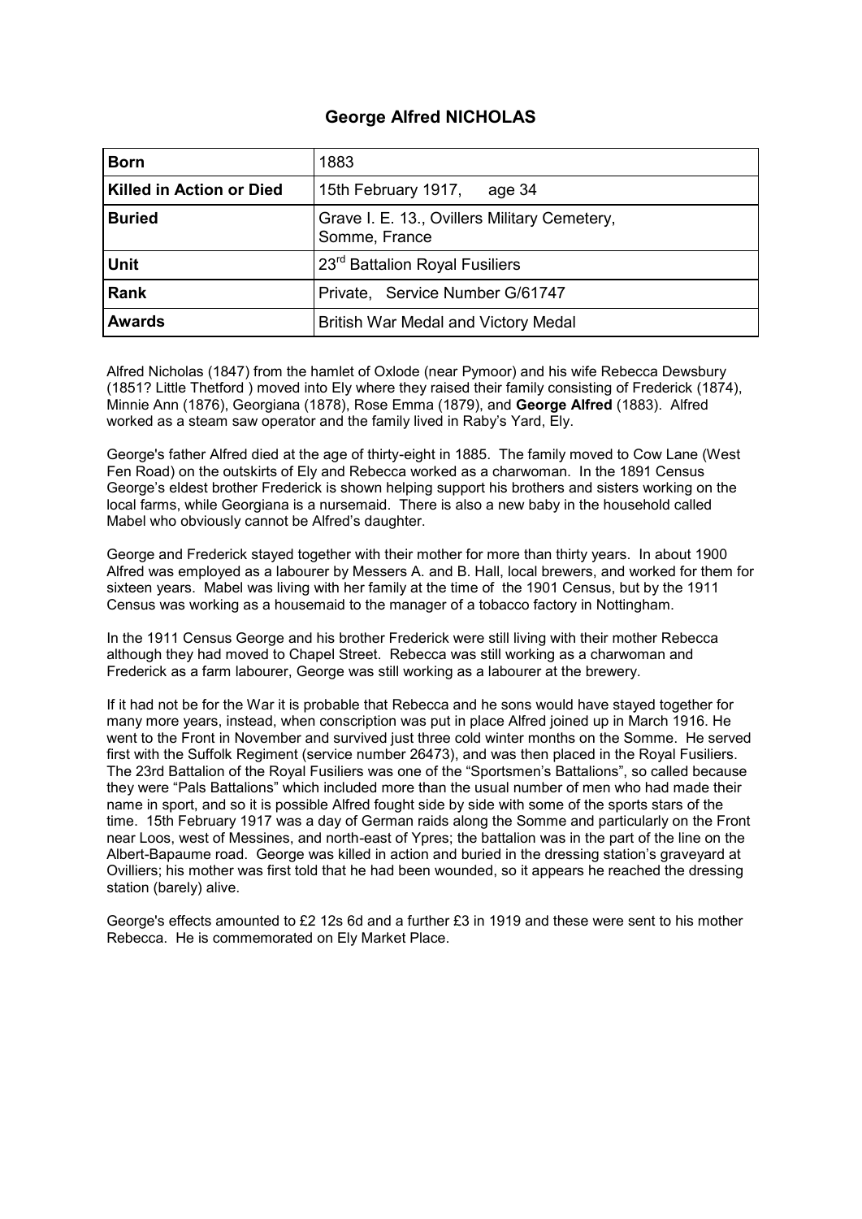# George Alfred NICHOLAS

| **Born** | 1883 |
|---|---|
| **Killed in Action or Died** | 15th February 1917,    age 34 |
| **Buried** | Grave I. E. 13., Ovillers Military Cemetery, Somme, France |
| **Unit** | 23rd Battalion Royal Fusiliers |
| **Rank** | Private,  Service Number G/61747 |
| **Awards** | British War Medal and Victory Medal |

Alfred Nicholas (1847) from the hamlet of Oxlode (near Pymoor) and his wife Rebecca Dewsbury (1851? Little Thetford ) moved into Ely where they raised their family consisting of Frederick (1874), Minnie Ann (1876), Georgiana (1878), Rose Emma (1879), and **George Alfred** (1883). Alfred worked as a steam saw operator and the family lived in Raby's Yard, Ely.

George's father Alfred died at the age of thirty-eight in 1885. The family moved to Cow Lane (West Fen Road) on the outskirts of Ely and Rebecca worked as a charwoman. In the 1891 Census George's eldest brother Frederick is shown helping support his brothers and sisters working on the local farms, while Georgiana is a nursemaid. There is also a new baby in the household called Mabel who obviously cannot be Alfred's daughter.

George and Frederick stayed together with their mother for more than thirty years. In about 1900 Alfred was employed as a labourer by Messers A. and B. Hall, local brewers, and worked for them for sixteen years. Mabel was living with her family at the time of the 1901 Census, but by the 1911 Census was working as a housemaid to the manager of a tobacco factory in Nottingham.

In the 1911 Census George and his brother Frederick were still living with their mother Rebecca although they had moved to Chapel Street. Rebecca was still working as a charwoman and Frederick as a farm labourer, George was still working as a labourer at the brewery.

If it had not be for the War it is probable that Rebecca and he sons would have stayed together for many more years, instead, when conscription was put in place Alfred joined up in March 1916. He went to the Front in November and survived just three cold winter months on the Somme. He served first with the Suffolk Regiment (service number 26473), and was then placed in the Royal Fusiliers. The 23rd Battalion of the Royal Fusiliers was one of the "Sportsmen's Battalions", so called because they were "Pals Battalions" which included more than the usual number of men who had made their name in sport, and so it is possible Alfred fought side by side with some of the sports stars of the time. 15th February 1917 was a day of German raids along the Somme and particularly on the Front near Loos, west of Messines, and north-east of Ypres; the battalion was in the part of the line on the Albert-Bapaume road. George was killed in action and buried in the dressing station's graveyard at Ovilliers; his mother was first told that he had been wounded, so it appears he reached the dressing station (barely) alive.

George's effects amounted to £2 12s 6d and a further £3 in 1919 and these were sent to his mother Rebecca. He is commemorated on Ely Market Place.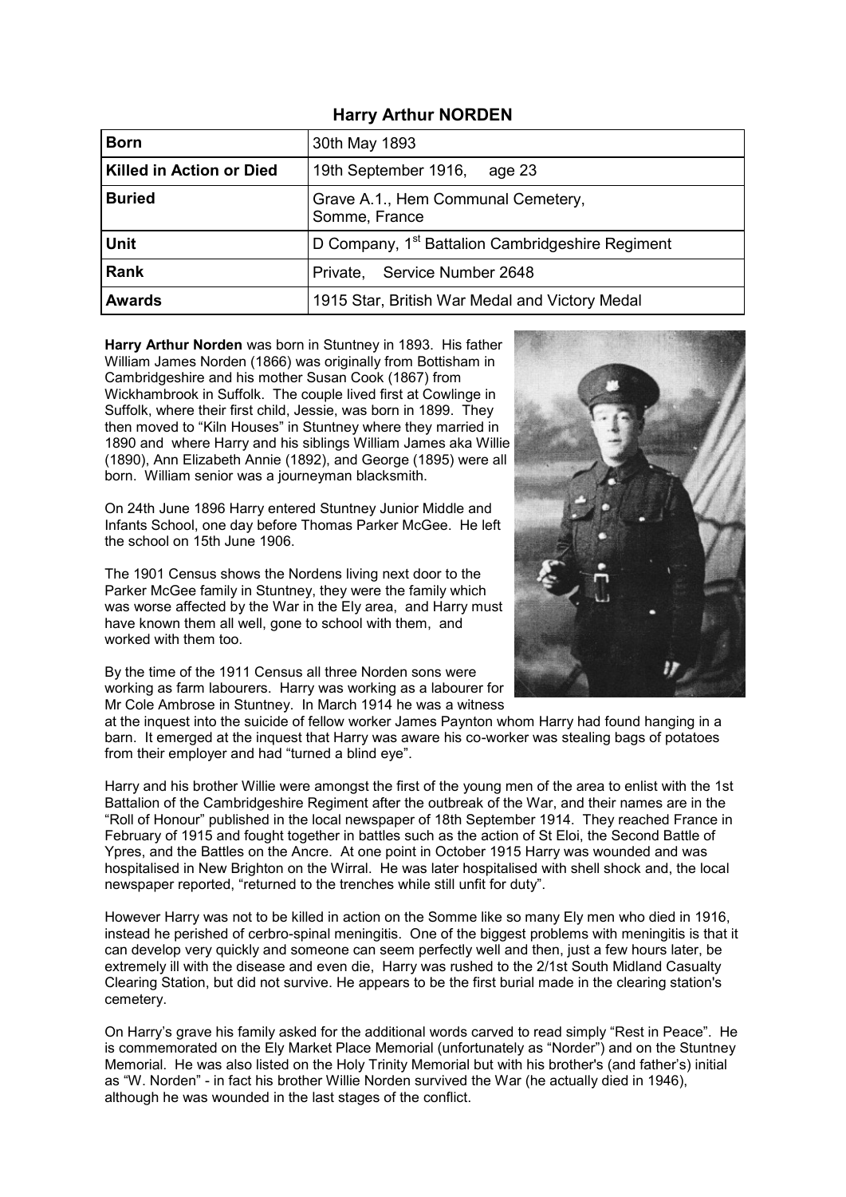# Harry Arthur NORDEN

| **Born** | 30th May 1893 |
|---|---|
| **Killed in Action or Died** | 19th September 1916, age 23 |
| **Buried** | Grave A.1., Hem Communal Cemetery, Somme, France |
| **Unit** | D Company, 1st Battalion Cambridgeshire Regiment |
| **Rank** | Private, Service Number 2648 |
| **Awards** | 1915 Star, British War Medal and Victory Medal |

**Harry Arthur Norden** was born in Stuntney in 1893. His father William James Norden (1866) was originally from Bottisham in Cambridgeshire and his mother Susan Cook (1867) from Wickhambrook in Suffolk. The couple lived first at Cowlinge in Suffolk, where their first child, Jessie, was born in 1899. They then moved to "Kiln Houses" in Stuntney where they married in 1890 and where Harry and his siblings William James aka Willie (1890), Ann Elizabeth Annie (1892), and George (1895) were all born. William senior was a journeyman blacksmith.

On 24th June 1896 Harry entered Stuntney Junior Middle and Infants School, one day before Thomas Parker McGee. He left the school on 15th June 1906.

The 1901 Census shows the Nordens living next door to the Parker McGee family in Stuntney, they were the family which was worse affected by the War in the Ely area, and Harry must have known them all well, gone to school with them, and worked with them too.

By the time of the 1911 Census all three Norden sons were working as farm labourers. Harry was working as a labourer for Mr Cole Ambrose in Stuntney. In March 1914 he was a witness at the inquest into the suicide of fellow worker James Paynton whom Harry had found hanging in a barn. It emerged at the inquest that Harry was aware his co-worker was stealing bags of potatoes from their employer and had "turned a blind eye".

Harry and his brother Willie were amongst the first of the young men of the area to enlist with the 1st Battalion of the Cambridgeshire Regiment after the outbreak of the War, and their names are in the "Roll of Honour" published in the local newspaper of 18th September 1914. They reached France in February of 1915 and fought together in battles such as the action of St Eloi, the Second Battle of Ypres, and the Battles on the Ancre. At one point in October 1915 Harry was wounded and was hospitalised in New Brighton on the Wirral. He was later hospitalised with shell shock and, the local newspaper reported, "returned to the trenches while still unfit for duty".

However Harry was not to be killed in action on the Somme like so many Ely men who died in 1916, instead he perished of cerbro-spinal meningitis. One of the biggest problems with meningitis is that it can develop very quickly and someone can seem perfectly well and then, just a few hours later, be extremely ill with the disease and even die, Harry was rushed to the 2/1st South Midland Casualty Clearing Station, but did not survive. He appears to be the first burial made in the clearing station's cemetery.

On Harry's grave his family asked for the additional words carved to read simply "Rest in Peace". He is commemorated on the Ely Market Place Memorial (unfortunately as "Norder") and on the Stuntney Memorial. He was also listed on the Holy Trinity Memorial but with his brother's (and father's) initial as "W. Norden" - in fact his brother Willie Norden survived the War (he actually died in 1946), although he was wounded in the last stages of the conflict.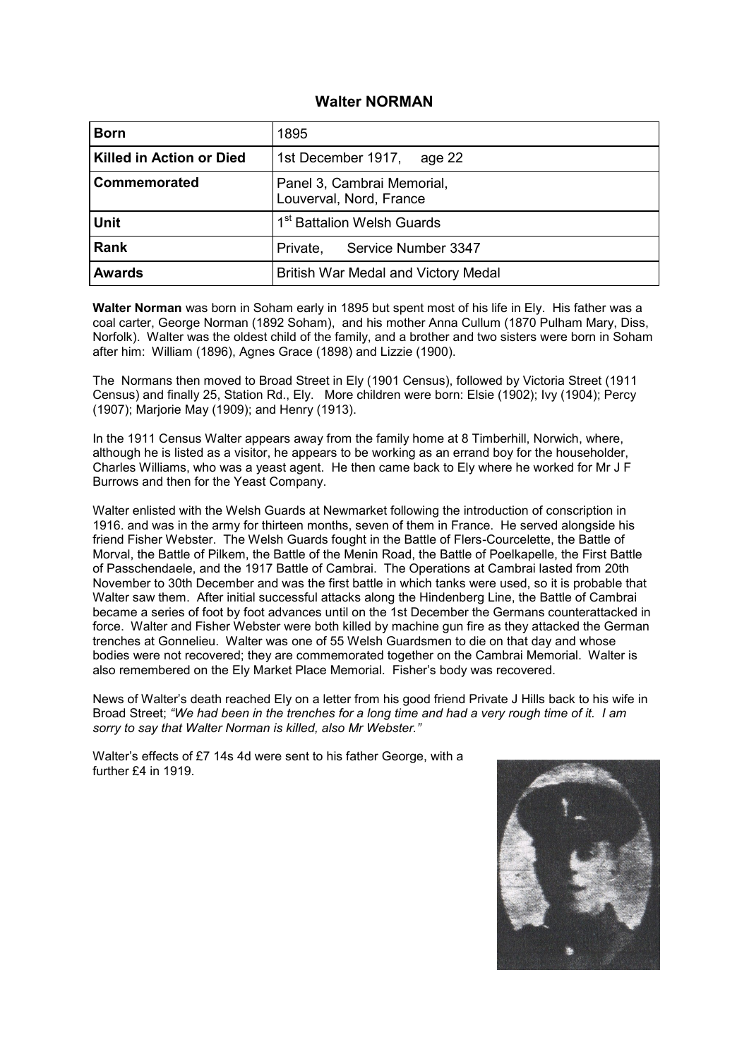## Walter NORMAN

| | |
|---|---|
| **Born** | 1895 |
| **Killed in Action or Died** | 1st December 1917, age 22 |
| **Commemorated** | Panel 3, Cambrai Memorial, Louverval, Nord, France |
| **Unit** | 1st Battalion Welsh Guards |
| **Rank** | Private, Service Number 3347 |
| **Awards** | British War Medal and Victory Medal |

**Walter Norman** was born in Soham early in 1895 but spent most of his life in Ely. His father was a coal carter, George Norman (1892 Soham), and his mother Anna Cullum (1870 Pulham Mary, Diss, Norfolk). Walter was the oldest child of the family, and a brother and two sisters were born in Soham after him: William (1896), Agnes Grace (1898) and Lizzie (1900).

The Normans then moved to Broad Street in Ely (1901 Census), followed by Victoria Street (1911 Census) and finally 25, Station Rd., Ely. More children were born: Elsie (1902); Ivy (1904); Percy (1907); Marjorie May (1909); and Henry (1913).

In the 1911 Census Walter appears away from the family home at 8 Timberhill, Norwich, where, although he is listed as a visitor, he appears to be working as an errand boy for the householder, Charles Williams, who was a yeast agent. He then came back to Ely where he worked for Mr J F Burrows and then for the Yeast Company.

Walter enlisted with the Welsh Guards at Newmarket following the introduction of conscription in 1916. and was in the army for thirteen months, seven of them in France. He served alongside his friend Fisher Webster. The Welsh Guards fought in the Battle of Flers-Courcelette, the Battle of Morval, the Battle of Pilkem, the Battle of the Menin Road, the Battle of Poelkapelle, the First Battle of Passchendaele, and the 1917 Battle of Cambrai. The Operations at Cambrai lasted from 20th November to 30th December and was the first battle in which tanks were used, so it is probable that Walter saw them. After initial successful attacks along the Hindenberg Line, the Battle of Cambrai became a series of foot by foot advances until on the 1st December the Germans counterattacked in force. Walter and Fisher Webster were both killed by machine gun fire as they attacked the German trenches at Gonnelieu. Walter was one of 55 Welsh Guardsmen to die on that day and whose bodies were not recovered; they are commemorated together on the Cambrai Memorial. Walter is also remembered on the Ely Market Place Memorial. Fisher's body was recovered.

News of Walter's death reached Ely on a letter from his good friend Private J Hills back to his wife in Broad Street; *"We had been in the trenches for a long time and had a very rough time of it. I am sorry to say that Walter Norman is killed, also Mr Webster."*

Walter's effects of £7 14s 4d were sent to his father George, with a further £4 in 1919.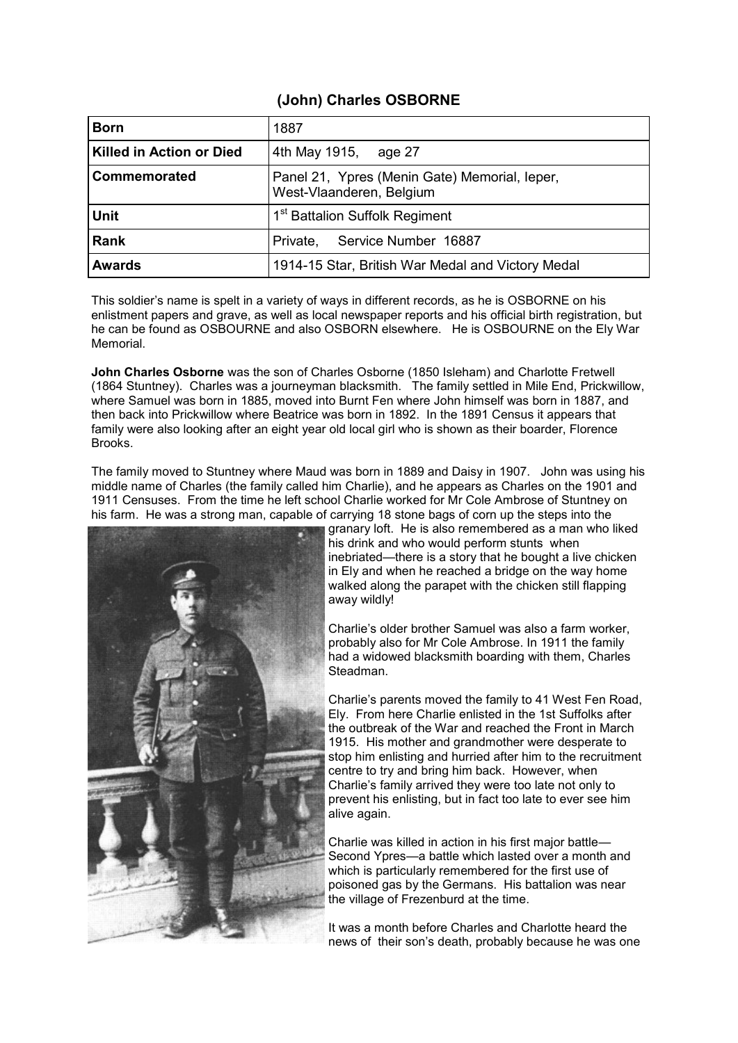## (John) Charles OSBORNE

| **Born** | 1887 |
|---|---|
| **Killed in Action or Died** | 4th May 1915, age 27 |
| **Commemorated** | Panel 21, Ypres (Menin Gate) Memorial, Ieper, West-Vlaanderen, Belgium |
| **Unit** | 1st Battalion Suffolk Regiment |
| **Rank** | Private, Service Number 16887 |
| **Awards** | 1914-15 Star, British War Medal and Victory Medal |

This soldier's name is spelt in a variety of ways in different records, as he is OSBORNE on his enlistment papers and grave, as well as local newspaper reports and his official birth registration, but he can be found as OSBOURNE and also OSBORN elsewhere. He is OSBOURNE on the Ely War Memorial.

**John Charles Osborne** was the son of Charles Osborne (1850 Isleham) and Charlotte Fretwell (1864 Stuntney). Charles was a journeyman blacksmith. The family settled in Mile End, Prickwillow, where Samuel was born in 1885, moved into Burnt Fen where John himself was born in 1887, and then back into Prickwillow where Beatrice was born in 1892. In the 1891 Census it appears that family were also looking after an eight year old local girl who is shown as their boarder, Florence Brooks.

The family moved to Stuntney where Maud was born in 1889 and Daisy in 1907. John was using his middle name of Charles (the family called him Charlie), and he appears as Charles on the 1901 and 1911 Censuses. From the time he left school Charlie worked for Mr Cole Ambrose of Stuntney on his farm. He was a strong man, capable of carrying 18 stone bags of corn up the steps into the granary loft. He is also remembered as a man who liked his drink and who would perform stunts when inebriated—there is a story that he bought a live chicken in Ely and when he reached a bridge on the way home walked along the parapet with the chicken still flapping away wildly!

Charlie's older brother Samuel was also a farm worker, probably also for Mr Cole Ambrose. In 1911 the family had a widowed blacksmith boarding with them, Charles Steadman.

Charlie's parents moved the family to 41 West Fen Road, Ely. From here Charlie enlisted in the 1st Suffolks after the outbreak of the War and reached the Front in March 1915. His mother and grandmother were desperate to stop him enlisting and hurried after him to the recruitment centre to try and bring him back. However, when Charlie's family arrived they were too late not only to prevent his enlisting, but in fact too late to ever see him alive again.

Charlie was killed in action in his first major battle—Second Ypres—a battle which lasted over a month and which is particularly remembered for the first use of poisoned gas by the Germans. His battalion was near the village of Frezenburd at the time.

It was a month before Charles and Charlotte heard the news of their son's death, probably because he was one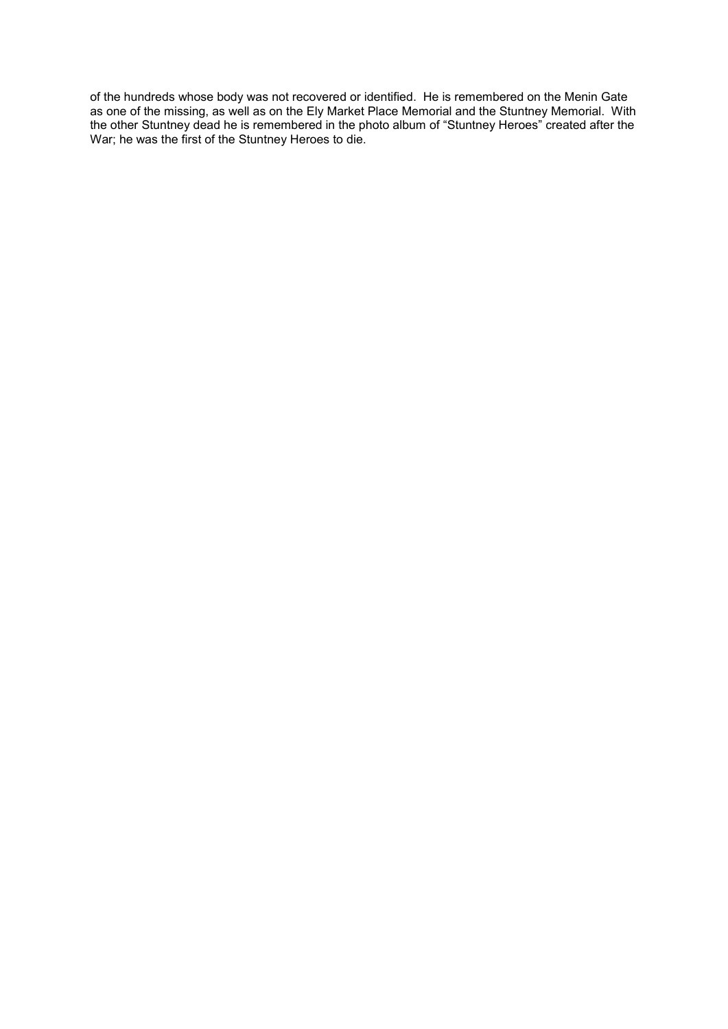of the hundreds whose body was not recovered or identified. He is remembered on the Menin Gate as one of the missing, as well as on the Ely Market Place Memorial and the Stuntney Memorial. With the other Stuntney dead he is remembered in the photo album of "Stuntney Heroes" created after the War; he was the first of the Stuntney Heroes to die.